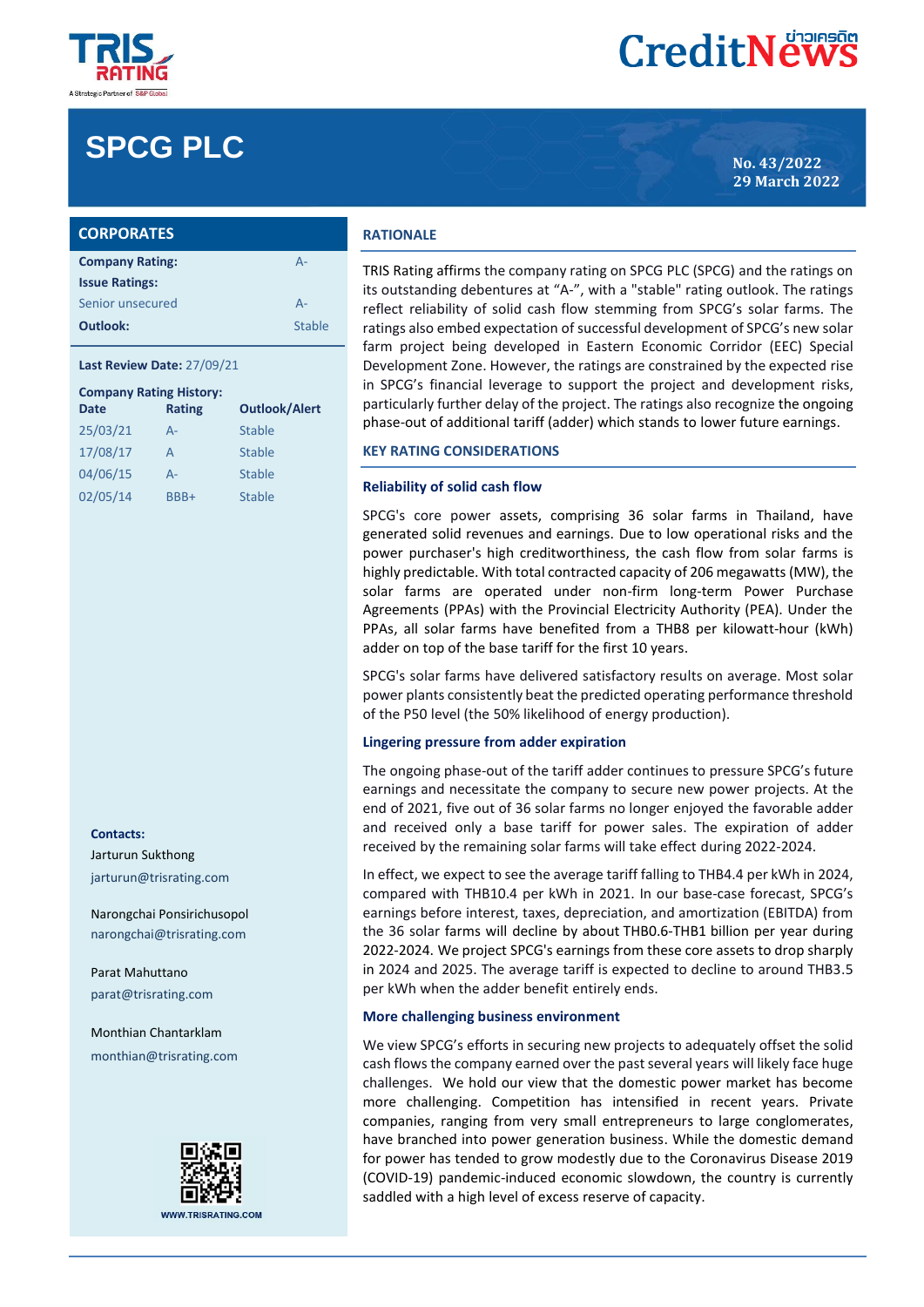# SPCG PLC

No. 43/2022
29 March 2022

## CORPORATES

| | |
|---|---|
| **Company Rating:** | A- |
| **Issue Ratings:** | |
| Senior unsecured | A- |
| **Outlook:** | Stable |

**Last Review Date:** 27/09/21

**Company Rating History:**

| Date | Rating | Outlook/Alert |
|---|---|---|
| 25/03/21 | A- | Stable |
| 17/08/17 | A | Stable |
| 04/06/15 | A- | Stable |
| 02/05/14 | BBB+ | Stable |

**Contacts:**

Jarturun Sukthong
jarturun@trisrating.com

Narongchai Ponsirichusopol
narongchai@trisrating.com

Parat Mahuttano
parat@trisrating.com

Monthian Chantarklam
monthian@trisrating.com

WWW.TRISRATING.COM

## RATIONALE

TRIS Rating affirms the company rating on SPCG PLC (SPCG) and the ratings on its outstanding debentures at "A-", with a "stable" rating outlook. The ratings reflect reliability of solid cash flow stemming from SPCG's solar farms. The ratings also embed expectation of successful development of SPCG's new solar farm project being developed in Eastern Economic Corridor (EEC) Special Development Zone. However, the ratings are constrained by the expected rise in SPCG's financial leverage to support the project and development risks, particularly further delay of the project. The ratings also recognize the ongoing phase-out of additional tariff (adder) which stands to lower future earnings.

## KEY RATING CONSIDERATIONS

### Reliability of solid cash flow

SPCG's core power assets, comprising 36 solar farms in Thailand, have generated solid revenues and earnings. Due to low operational risks and the power purchaser's high creditworthiness, the cash flow from solar farms is highly predictable. With total contracted capacity of 206 megawatts (MW), the solar farms are operated under non-firm long-term Power Purchase Agreements (PPAs) with the Provincial Electricity Authority (PEA). Under the PPAs, all solar farms have benefited from a THB8 per kilowatt-hour (kWh) adder on top of the base tariff for the first 10 years.

SPCG's solar farms have delivered satisfactory results on average. Most solar power plants consistently beat the predicted operating performance threshold of the P50 level (the 50% likelihood of energy production).

### Lingering pressure from adder expiration

The ongoing phase-out of the tariff adder continues to pressure SPCG's future earnings and necessitate the company to secure new power projects. At the end of 2021, five out of 36 solar farms no longer enjoyed the favorable adder and received only a base tariff for power sales. The expiration of adder received by the remaining solar farms will take effect during 2022-2024.

In effect, we expect to see the average tariff falling to THB4.4 per kWh in 2024, compared with THB10.4 per kWh in 2021. In our base-case forecast, SPCG's earnings before interest, taxes, depreciation, and amortization (EBITDA) from the 36 solar farms will decline by about THB0.6-THB1 billion per year during 2022-2024. We project SPCG's earnings from these core assets to drop sharply in 2024 and 2025. The average tariff is expected to decline to around THB3.5 per kWh when the adder benefit entirely ends.

### More challenging business environment

We view SPCG's efforts in securing new projects to adequately offset the solid cash flows the company earned over the past several years will likely face huge challenges. We hold our view that the domestic power market has become more challenging. Competition has intensified in recent years. Private companies, ranging from very small entrepreneurs to large conglomerates, have branched into power generation business. While the domestic demand for power has tended to grow modestly due to the Coronavirus Disease 2019 (COVID-19) pandemic-induced economic slowdown, the country is currently saddled with a high level of excess reserve of capacity.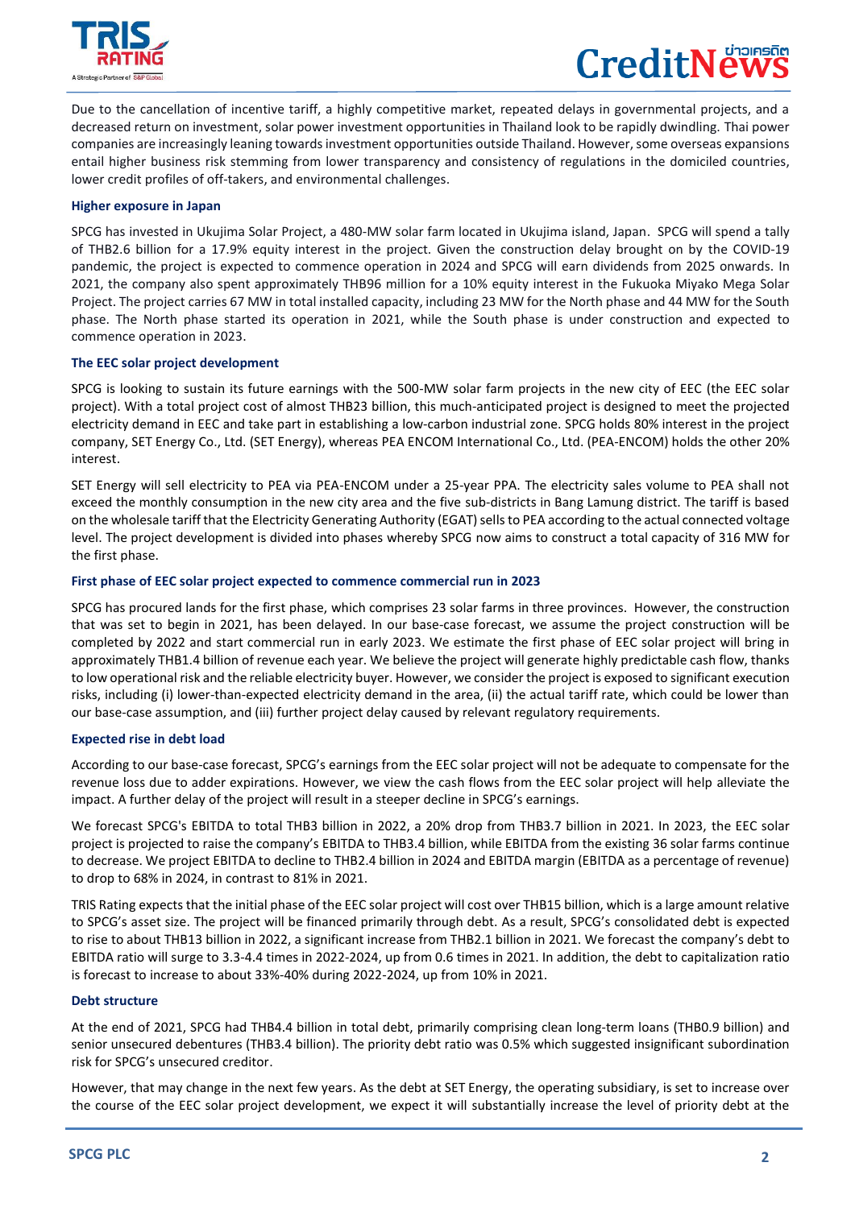Due to the cancellation of incentive tariff, a highly competitive market, repeated delays in governmental projects, and a decreased return on investment, solar power investment opportunities in Thailand look to be rapidly dwindling. Thai power companies are increasingly leaning towards investment opportunities outside Thailand. However, some overseas expansions entail higher business risk stemming from lower transparency and consistency of regulations in the domiciled countries, lower credit profiles of off-takers, and environmental challenges.

**Higher exposure in Japan**

SPCG has invested in Ukujima Solar Project, a 480-MW solar farm located in Ukujima island, Japan. SPCG will spend a tally of THB2.6 billion for a 17.9% equity interest in the project. Given the construction delay brought on by the COVID-19 pandemic, the project is expected to commence operation in 2024 and SPCG will earn dividends from 2025 onwards. In 2021, the company also spent approximately THB96 million for a 10% equity interest in the Fukuoka Miyako Mega Solar Project. The project carries 67 MW in total installed capacity, including 23 MW for the North phase and 44 MW for the South phase. The North phase started its operation in 2021, while the South phase is under construction and expected to commence operation in 2023.

**The EEC solar project development**

SPCG is looking to sustain its future earnings with the 500-MW solar farm projects in the new city of EEC (the EEC solar project). With a total project cost of almost THB23 billion, this much-anticipated project is designed to meet the projected electricity demand in EEC and take part in establishing a low-carbon industrial zone. SPCG holds 80% interest in the project company, SET Energy Co., Ltd. (SET Energy), whereas PEA ENCOM International Co., Ltd. (PEA-ENCOM) holds the other 20% interest.

SET Energy will sell electricity to PEA via PEA-ENCOM under a 25-year PPA. The electricity sales volume to PEA shall not exceed the monthly consumption in the new city area and the five sub-districts in Bang Lamung district. The tariff is based on the wholesale tariff that the Electricity Generating Authority (EGAT) sells to PEA according to the actual connected voltage level. The project development is divided into phases whereby SPCG now aims to construct a total capacity of 316 MW for the first phase.

**First phase of EEC solar project expected to commence commercial run in 2023**

SPCG has procured lands for the first phase, which comprises 23 solar farms in three provinces. However, the construction that was set to begin in 2021, has been delayed. In our base-case forecast, we assume the project construction will be completed by 2022 and start commercial run in early 2023. We estimate the first phase of EEC solar project will bring in approximately THB1.4 billion of revenue each year. We believe the project will generate highly predictable cash flow, thanks to low operational risk and the reliable electricity buyer. However, we consider the project is exposed to significant execution risks, including (i) lower-than-expected electricity demand in the area, (ii) the actual tariff rate, which could be lower than our base-case assumption, and (iii) further project delay caused by relevant regulatory requirements.

**Expected rise in debt load**

According to our base-case forecast, SPCG's earnings from the EEC solar project will not be adequate to compensate for the revenue loss due to adder expirations. However, we view the cash flows from the EEC solar project will help alleviate the impact. A further delay of the project will result in a steeper decline in SPCG's earnings.

We forecast SPCG's EBITDA to total THB3 billion in 2022, a 20% drop from THB3.7 billion in 2021. In 2023, the EEC solar project is projected to raise the company's EBITDA to THB3.4 billion, while EBITDA from the existing 36 solar farms continue to decrease. We project EBITDA to decline to THB2.4 billion in 2024 and EBITDA margin (EBITDA as a percentage of revenue) to drop to 68% in 2024, in contrast to 81% in 2021.

TRIS Rating expects that the initial phase of the EEC solar project will cost over THB15 billion, which is a large amount relative to SPCG's asset size. The project will be financed primarily through debt. As a result, SPCG's consolidated debt is expected to rise to about THB13 billion in 2022, a significant increase from THB2.1 billion in 2021. We forecast the company's debt to EBITDA ratio will surge to 3.3-4.4 times in 2022-2024, up from 0.6 times in 2021. In addition, the debt to capitalization ratio is forecast to increase to about 33%-40% during 2022-2024, up from 10% in 2021.

**Debt structure**

At the end of 2021, SPCG had THB4.4 billion in total debt, primarily comprising clean long-term loans (THB0.9 billion) and senior unsecured debentures (THB3.4 billion). The priority debt ratio was 0.5% which suggested insignificant subordination risk for SPCG's unsecured creditor.

However, that may change in the next few years. As the debt at SET Energy, the operating subsidiary, is set to increase over the course of the EEC solar project development, we expect it will substantially increase the level of priority debt at the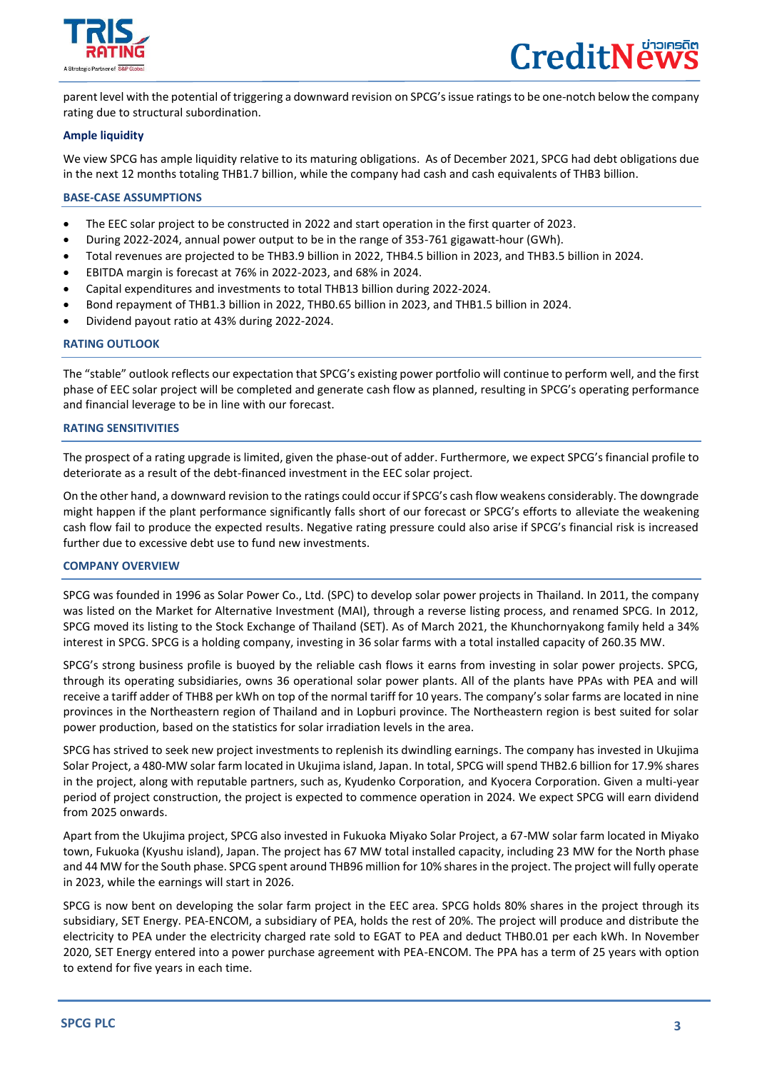parent level with the potential of triggering a downward revision on SPCG's issue ratings to be one-notch below the company rating due to structural subordination.

**Ample liquidity**

We view SPCG has ample liquidity relative to its maturing obligations. As of December 2021, SPCG had debt obligations due in the next 12 months totaling THB1.7 billion, while the company had cash and cash equivalents of THB3 billion.

**BASE-CASE ASSUMPTIONS**

- The EEC solar project to be constructed in 2022 and start operation in the first quarter of 2023.
- During 2022-2024, annual power output to be in the range of 353-761 gigawatt-hour (GWh).
- Total revenues are projected to be THB3.9 billion in 2022, THB4.5 billion in 2023, and THB3.5 billion in 2024.
- EBITDA margin is forecast at 76% in 2022-2023, and 68% in 2024.
- Capital expenditures and investments to total THB13 billion during 2022-2024.
- Bond repayment of THB1.3 billion in 2022, THB0.65 billion in 2023, and THB1.5 billion in 2024.
- Dividend payout ratio at 43% during 2022-2024.

**RATING OUTLOOK**

The "stable" outlook reflects our expectation that SPCG's existing power portfolio will continue to perform well, and the first phase of EEC solar project will be completed and generate cash flow as planned, resulting in SPCG's operating performance and financial leverage to be in line with our forecast.

**RATING SENSITIVITIES**

The prospect of a rating upgrade is limited, given the phase-out of adder. Furthermore, we expect SPCG's financial profile to deteriorate as a result of the debt-financed investment in the EEC solar project.

On the other hand, a downward revision to the ratings could occur if SPCG's cash flow weakens considerably. The downgrade might happen if the plant performance significantly falls short of our forecast or SPCG's efforts to alleviate the weakening cash flow fail to produce the expected results. Negative rating pressure could also arise if SPCG's financial risk is increased further due to excessive debt use to fund new investments.

**COMPANY OVERVIEW**

SPCG was founded in 1996 as Solar Power Co., Ltd. (SPC) to develop solar power projects in Thailand. In 2011, the company was listed on the Market for Alternative Investment (MAI), through a reverse listing process, and renamed SPCG. In 2012, SPCG moved its listing to the Stock Exchange of Thailand (SET). As of March 2021, the Khunchornyakong family held a 34% interest in SPCG. SPCG is a holding company, investing in 36 solar farms with a total installed capacity of 260.35 MW.

SPCG's strong business profile is buoyed by the reliable cash flows it earns from investing in solar power projects. SPCG, through its operating subsidiaries, owns 36 operational solar power plants. All of the plants have PPAs with PEA and will receive a tariff adder of THB8 per kWh on top of the normal tariff for 10 years. The company's solar farms are located in nine provinces in the Northeastern region of Thailand and in Lopburi province. The Northeastern region is best suited for solar power production, based on the statistics for solar irradiation levels in the area.

SPCG has strived to seek new project investments to replenish its dwindling earnings. The company has invested in Ukujima Solar Project, a 480-MW solar farm located in Ukujima island, Japan. In total, SPCG will spend THB2.6 billion for 17.9% shares in the project, along with reputable partners, such as, Kyudenko Corporation, and Kyocera Corporation. Given a multi-year period of project construction, the project is expected to commence operation in 2024. We expect SPCG will earn dividend from 2025 onwards.

Apart from the Ukujima project, SPCG also invested in Fukuoka Miyako Solar Project, a 67-MW solar farm located in Miyako town, Fukuoka (Kyushu island), Japan. The project has 67 MW total installed capacity, including 23 MW for the North phase and 44 MW for the South phase. SPCG spent around THB96 million for 10% shares in the project. The project will fully operate in 2023, while the earnings will start in 2026.

SPCG is now bent on developing the solar farm project in the EEC area. SPCG holds 80% shares in the project through its subsidiary, SET Energy. PEA-ENCOM, a subsidiary of PEA, holds the rest of 20%. The project will produce and distribute the electricity to PEA under the electricity charged rate sold to EGAT to PEA and deduct THB0.01 per each kWh. In November 2020, SET Energy entered into a power purchase agreement with PEA-ENCOM. The PPA has a term of 25 years with option to extend for five years in each time.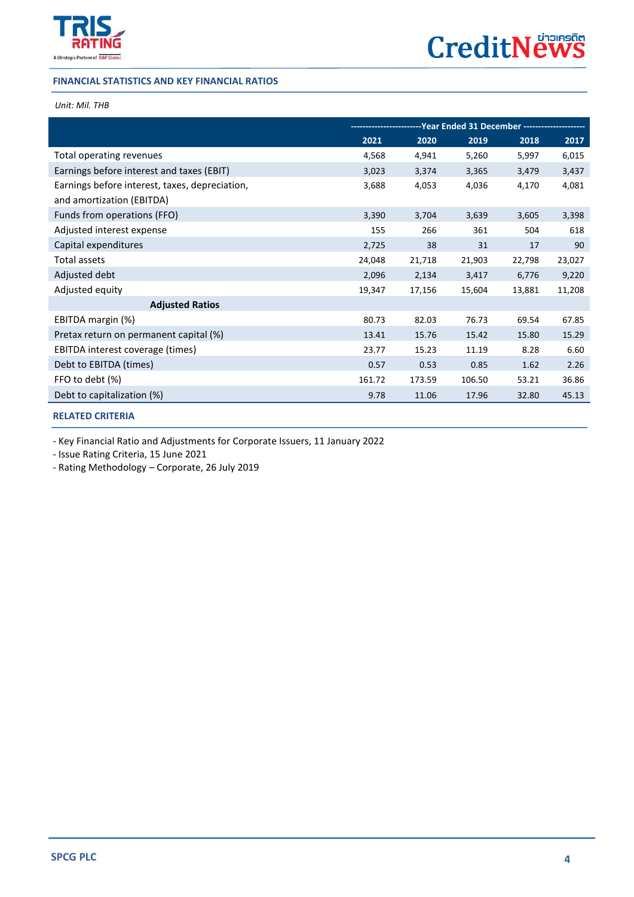### FINANCIAL STATISTICS AND KEY FINANCIAL RATIOS

*Unit: Mil. THB*

| | Year Ended 31 December | | | | |
|---|---|---|---|---|---|
| | 2021 | 2020 | 2019 | 2018 | 2017 |
| Total operating revenues | 4,568 | 4,941 | 5,260 | 5,997 | 6,015 |
| Earnings before interest and taxes (EBIT) | 3,023 | 3,374 | 3,365 | 3,479 | 3,437 |
| Earnings before interest, taxes, depreciation, and amortization (EBITDA) | 3,688 | 4,053 | 4,036 | 4,170 | 4,081 |
| Funds from operations (FFO) | 3,390 | 3,704 | 3,639 | 3,605 | 3,398 |
| Adjusted interest expense | 155 | 266 | 361 | 504 | 618 |
| Capital expenditures | 2,725 | 38 | 31 | 17 | 90 |
| Total assets | 24,048 | 21,718 | 21,903 | 22,798 | 23,027 |
| Adjusted debt | 2,096 | 2,134 | 3,417 | 6,776 | 9,220 |
| Adjusted equity | 19,347 | 17,156 | 15,604 | 13,881 | 11,208 |
| **Adjusted Ratios** | | | | | |
| EBITDA margin (%) | 80.73 | 82.03 | 76.73 | 69.54 | 67.85 |
| Pretax return on permanent capital (%) | 13.41 | 15.76 | 15.42 | 15.80 | 15.29 |
| EBITDA interest coverage (times) | 23.77 | 15.23 | 11.19 | 8.28 | 6.60 |
| Debt to EBITDA (times) | 0.57 | 0.53 | 0.85 | 1.62 | 2.26 |
| FFO to debt (%) | 161.72 | 173.59 | 106.50 | 53.21 | 36.86 |
| Debt to capitalization (%) | 9.78 | 11.06 | 17.96 | 32.80 | 45.13 |

### RELATED CRITERIA

- Key Financial Ratio and Adjustments for Corporate Issuers, 11 January 2022
- Issue Rating Criteria, 15 June 2021
- Rating Methodology – Corporate, 26 July 2019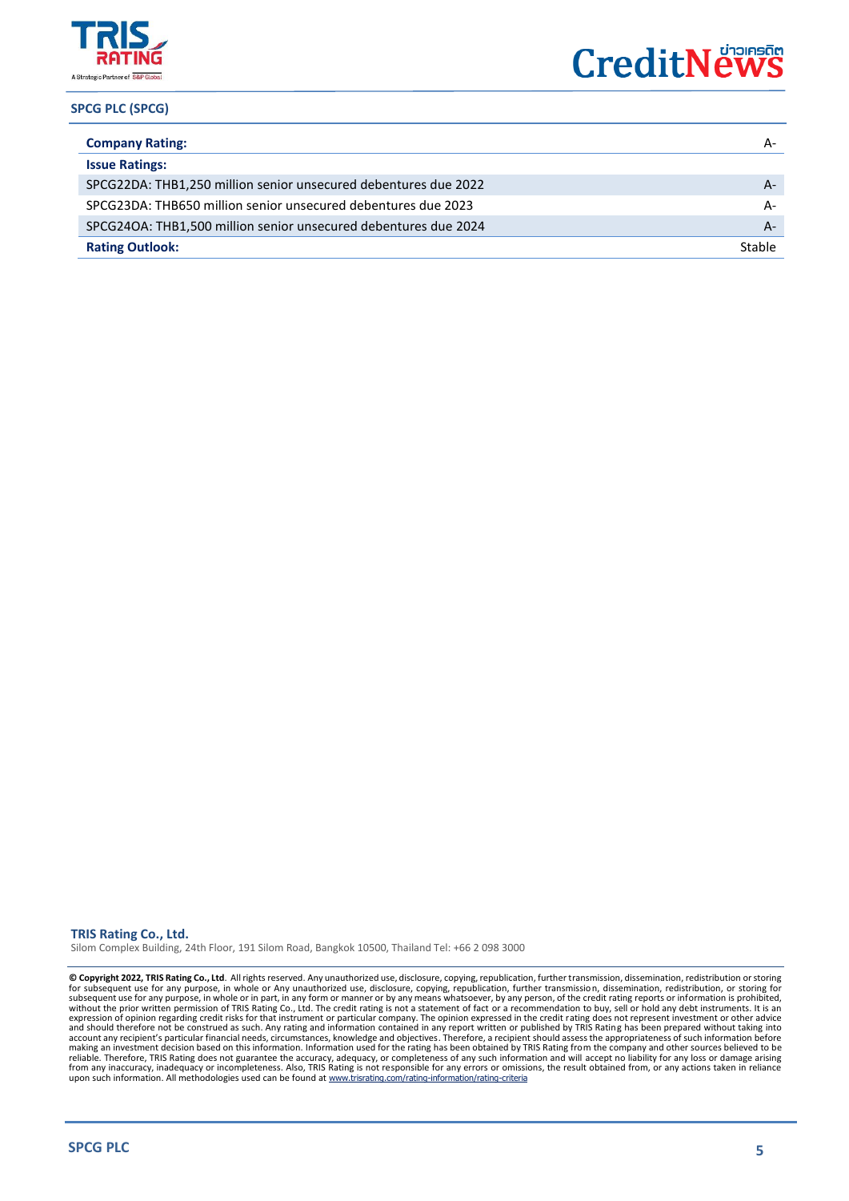**SPCG PLC (SPCG)**

| | |
|---|---|
| **Company Rating:** | A- |
| **Issue Ratings:** | |
| SPCG22DA: THB1,250 million senior unsecured debentures due 2022 | A- |
| SPCG23DA: THB650 million senior unsecured debentures due 2023 | A- |
| SPCG24OA: THB1,500 million senior unsecured debentures due 2024 | A- |
| **Rating Outlook:** | Stable |

**TRIS Rating Co., Ltd.**

Silom Complex Building, 24th Floor, 191 Silom Road, Bangkok 10500, Thailand Tel: +66 2 098 3000

**© Copyright 2022, TRIS Rating Co., Ltd**. All rights reserved. Any unauthorized use, disclosure, copying, republication, further transmission, dissemination, redistribution or storing for subsequent use for any purpose, in whole or Any unauthorized use, disclosure, copying, republication, further transmission, dissemination, redistribution, or storing for subsequent use for any purpose, in whole or in part, in any form or manner or by any means whatsoever, by any person, of the credit rating reports or information is prohibited, without the prior written permission of TRIS Rating Co., Ltd. The credit rating is not a statement of fact or a recommendation to buy, sell or hold any debt instruments. It is an expression of opinion regarding credit risks for that instrument or particular company. The opinion expressed in the credit rating does not represent investment or other advice and should therefore not be construed as such. Any rating and information contained in any report written or published by TRIS Rating has been prepared without taking into account any recipient's particular financial needs, circumstances, knowledge and objectives. Therefore, a recipient should assess the appropriateness of such information before making an investment decision based on this information. Information used for the rating has been obtained by TRIS Rating from the company and other sources believed to be reliable. Therefore, TRIS Rating does not guarantee the accuracy, adequacy, or completeness of any such information and will accept no liability for any loss or damage arising from any inaccuracy, inadequacy or incompleteness. Also, TRIS Rating is not responsible for any errors or omissions, the result obtained from, or any actions taken in reliance upon such information. All methodologies used can be found at www.trisrating.com/rating-information/rating-criteria